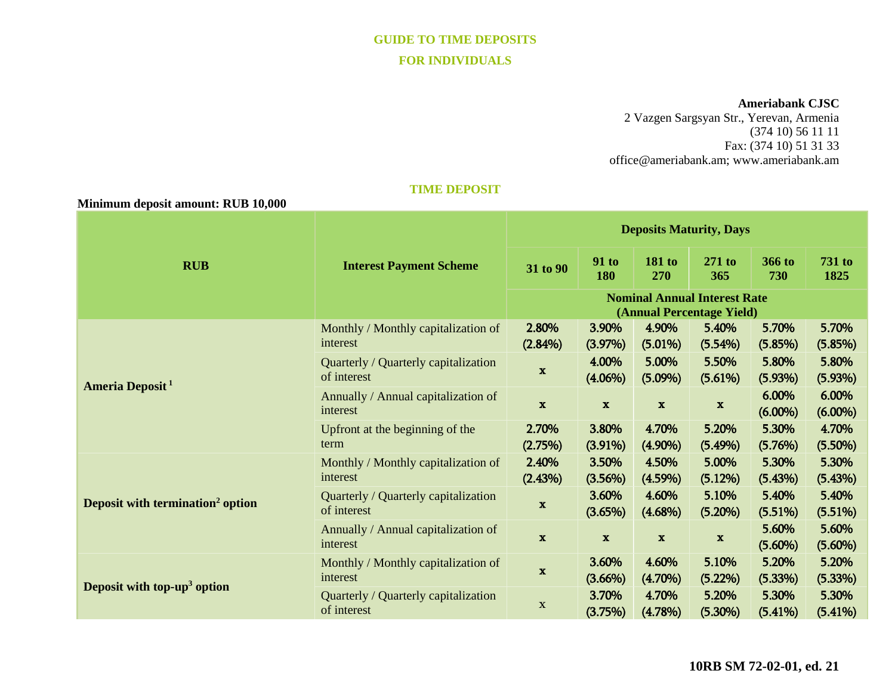# GUIDE TO TIME DEPOSITS
# FOR INDIVIDUALS

**Ameriabank CJSC**
2 Vazgen Sargsyan Str., Yerevan, Armenia
(374 10) 56 11 11
Fax: (374 10) 51 31 33
office@ameriabank.am; www.ameriabank.am

## TIME DEPOSIT

**Minimum deposit amount: RUB 10,000**

| RUB | Interest Payment Scheme | Deposits Maturity, Days | | | | | |
|---|---|---|---|---|---|---|---|
| | | 31 to 90 | 91 to 180 | 181 to 270 | 271 to 365 | 366 to 730 | 731 to 1825 |
| | | Nominal Annual Interest Rate (Annual Percentage Yield) | | | | | |
| Ameria Deposit [1] | Monthly / Monthly capitalization of interest | 2.80% (2.84%) | 3.90% (3.97%) | 4.90% (5.01%) | 5.40% (5.54%) | 5.70% (5.85%) | 5.70% (5.85%) |
| | Quarterly / Quarterly capitalization of interest | x | 4.00% (4.06%) | 5.00% (5.09%) | 5.50% (5.61%) | 5.80% (5.93%) | 5.80% (5.93%) |
| | Annually / Annual capitalization of interest | x | x | x | x | 6.00% (6.00%) | 6.00% (6.00%) |
| | Upfront at the beginning of the term | 2.70% (2.75%) | 3.80% (3.91%) | 4.70% (4.90%) | 5.20% (5.49%) | 5.30% (5.76%) | 4.70% (5.50%) |
| Deposit with termination[2] option | Monthly / Monthly capitalization of interest | 2.40% (2.43%) | 3.50% (3.56%) | 4.50% (4.59%) | 5.00% (5.12%) | 5.30% (5.43%) | 5.30% (5.43%) |
| | Quarterly / Quarterly capitalization of interest | x | 3.60% (3.65%) | 4.60% (4.68%) | 5.10% (5.20%) | 5.40% (5.51%) | 5.40% (5.51%) |
| | Annually / Annual capitalization of interest | x | x | x | x | 5.60% (5.60%) | 5.60% (5.60%) |
| Deposit with top-up[3] option | Monthly / Monthly capitalization of interest | x | 3.60% (3.66%) | 4.60% (4.70%) | 5.10% (5.22%) | 5.20% (5.33%) | 5.20% (5.33%) |
| | Quarterly / Quarterly capitalization of interest | x | 3.70% (3.75%) | 4.70% (4.78%) | 5.20% (5.30%) | 5.30% (5.41%) | 5.30% (5.41%) |

10RB SM 72-02-01, ed. 21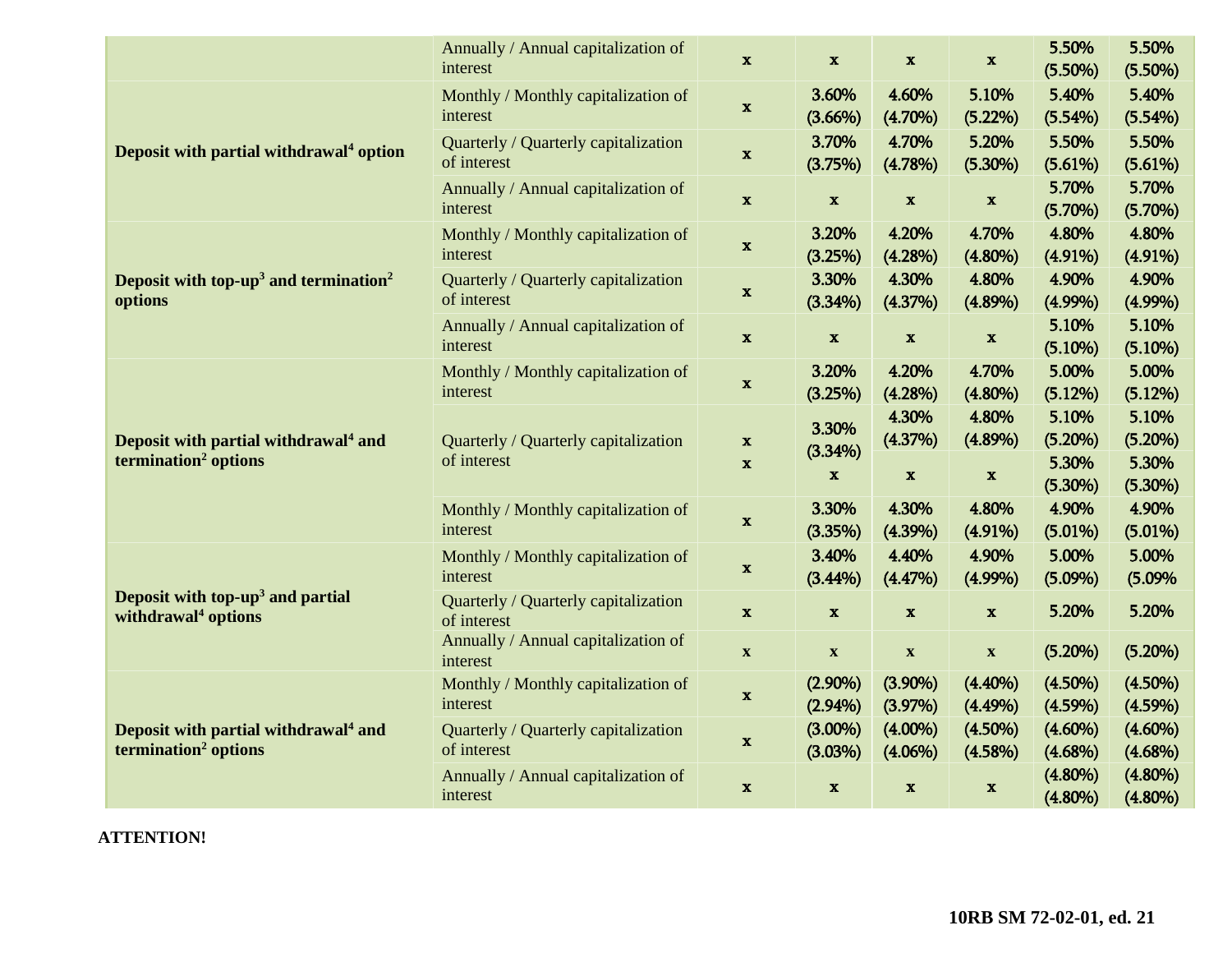| | | | | | | | |
|---|---|---|---|---|---|---|---|
| | Annually / Annual capitalization of interest | x | x | x | x | 5.50% (5.50%) | 5.50% (5.50%) |
| Deposit with partial withdrawal[4] option | Monthly / Monthly capitalization of interest | x | 3.60% (3.66%) | 4.60% (4.70%) | 5.10% (5.22%) | 5.40% (5.54%) | 5.40% (5.54%) |
| | Quarterly / Quarterly capitalization of interest | x | 3.70% (3.75%) | 4.70% (4.78%) | 5.20% (5.30%) | 5.50% (5.61%) | 5.50% (5.61%) |
| | Annually / Annual capitalization of interest | x | x | x | x | 5.70% (5.70%) | 5.70% (5.70%) |
| Deposit with top-up[3] and termination[2] options | Monthly / Monthly capitalization of interest | x | 3.20% (3.25%) | 4.20% (4.28%) | 4.70% (4.80%) | 4.80% (4.91%) | 4.80% (4.91%) |
| | Quarterly / Quarterly capitalization of interest | x | 3.30% (3.34%) | 4.30% (4.37%) | 4.80% (4.89%) | 4.90% (4.99%) | 4.90% (4.99%) |
| | Annually / Annual capitalization of interest | x | x | x | x | 5.10% (5.10%) | 5.10% (5.10%) |
| Deposit with partial withdrawal[4] and termination[2] options | Monthly / Monthly capitalization of interest | x | 3.20% (3.25%) | 4.20% (4.28%) | 4.70% (4.80%) | 5.00% (5.12%) | 5.00% (5.12%) |
| | Quarterly / Quarterly capitalization of interest | x | 3.30% (3.34%) | 4.30% (4.37%) | 4.80% (4.89%) | 5.10% (5.20%) | 5.10% (5.20%) |
| | | x | x | x | x | 5.30% (5.30%) | 5.30% (5.30%) |
| | Monthly / Monthly capitalization of interest | x | 3.30% (3.35%) | 4.30% (4.39%) | 4.80% (4.91%) | 4.90% (5.01%) | 4.90% (5.01%) |
| Deposit with top-up[3] and partial withdrawal[4] options | Monthly / Monthly capitalization of interest | x | 3.40% (3.44%) | 4.40% (4.47%) | 4.90% (4.99%) | 5.00% (5.09%) | 5.00% (5.09% |
| | Quarterly / Quarterly capitalization of interest | x | x | x | x | 5.20% | 5.20% |
| | Annually / Annual capitalization of interest | x | x | x | x | (5.20%) | (5.20%) |
| Deposit with partial withdrawal[4] and termination[2] options | Monthly / Monthly capitalization of interest | x | (2.90%) (2.94%) | (3.90%) (3.97%) | (4.40%) (4.49%) | (4.50%) (4.59%) | (4.50%) (4.59%) |
| | Quarterly / Quarterly capitalization of interest | x | (3.00%) (3.03%) | (4.00%) (4.06%) | (4.50%) (4.58%) | (4.60%) (4.68%) | (4.60%) (4.68%) |
| | Annually / Annual capitalization of interest | x | x | x | x | (4.80%) (4.80%) | (4.80%) (4.80%) |

**ATTENTION!**

**10RB SM 72-02-01, ed. 21**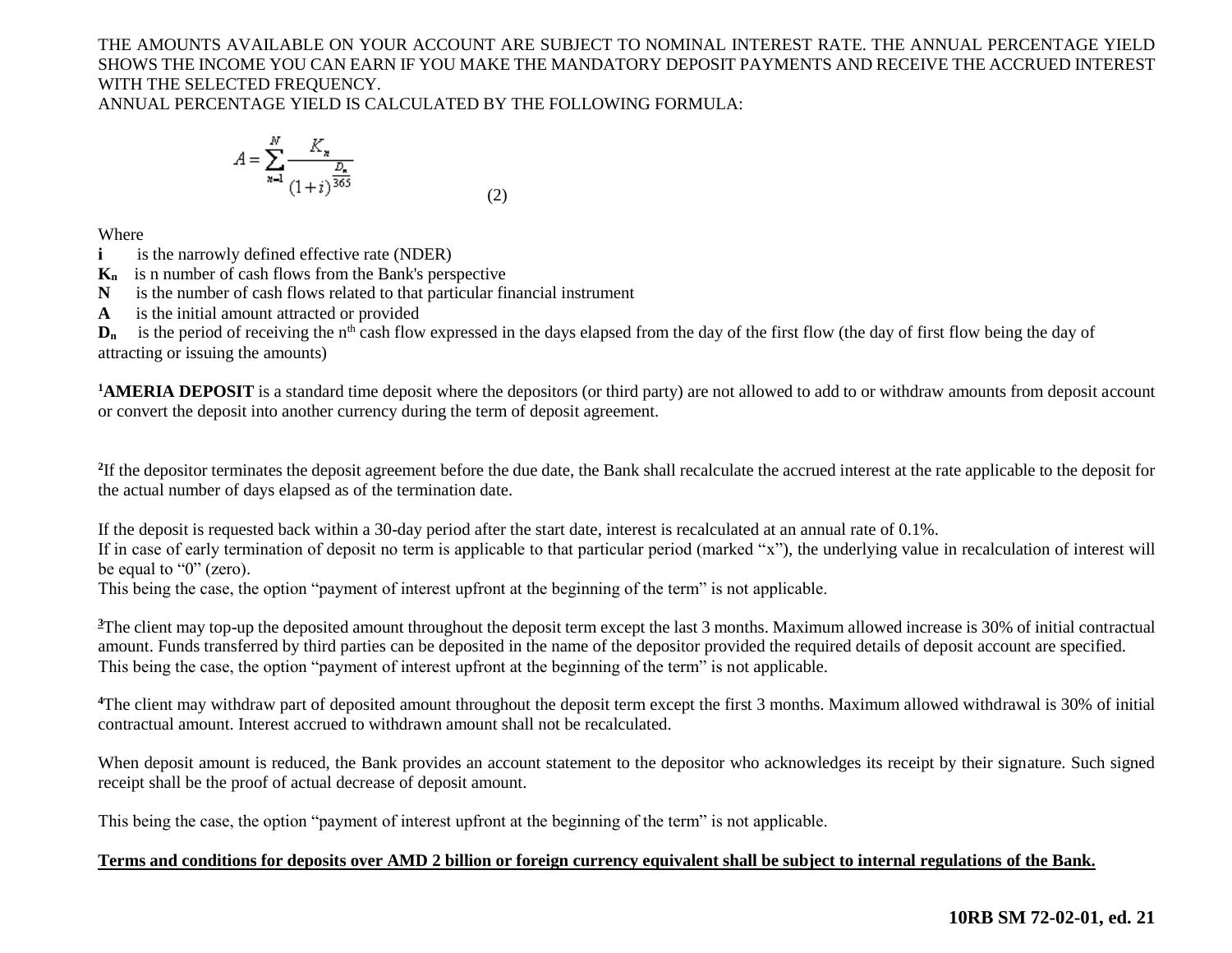THE AMOUNTS AVAILABLE ON YOUR ACCOUNT ARE SUBJECT TO NOMINAL INTEREST RATE. THE ANNUAL PERCENTAGE YIELD SHOWS THE INCOME YOU CAN EARN IF YOU MAKE THE MANDATORY DEPOSIT PAYMENTS AND RECEIVE THE ACCRUED INTEREST WITH THE SELECTED FREQUENCY.

ANNUAL PERCENTAGE YIELD IS CALCULATED BY THE FOLLOWING FORMULA:

$$A = \sum_{n=1}^{N} \frac{K_n}{(1+i)^{\frac{D_n}{365}}} \qquad (2)$$

Where

**i** is the narrowly defined effective rate (NDER)

**$K_n$** is n number of cash flows from the Bank's perspective

**N** is the number of cash flows related to that particular financial instrument

**A** is the initial amount attracted or provided

**$D_n$** is the period of receiving the $n^{th}$ cash flow expressed in the days elapsed from the day of the first flow (the day of first flow being the day of attracting or issuing the amounts)

[1]**AMERIA DEPOSIT** is a standard time deposit where the depositors (or third party) are not allowed to add to or withdraw amounts from deposit account or convert the deposit into another currency during the term of deposit agreement.

[2]If the depositor terminates the deposit agreement before the due date, the Bank shall recalculate the accrued interest at the rate applicable to the deposit for the actual number of days elapsed as of the termination date.

If the deposit is requested back within a 30-day period after the start date, interest is recalculated at an annual rate of 0.1%.

If in case of early termination of deposit no term is applicable to that particular period (marked "x"), the underlying value in recalculation of interest will be equal to "0" (zero).

This being the case, the option "payment of interest upfront at the beginning of the term" is not applicable.

[3]The client may top-up the deposited amount throughout the deposit term except the last 3 months. Maximum allowed increase is 30% of initial contractual amount. Funds transferred by third parties can be deposited in the name of the depositor provided the required details of deposit account are specified. This being the case, the option "payment of interest upfront at the beginning of the term" is not applicable.

[4]The client may withdraw part of deposited amount throughout the deposit term except the first 3 months. Maximum allowed withdrawal is 30% of initial contractual amount. Interest accrued to withdrawn amount shall not be recalculated.

When deposit amount is reduced, the Bank provides an account statement to the depositor who acknowledges its receipt by their signature. Such signed receipt shall be the proof of actual decrease of deposit amount.

This being the case, the option "payment of interest upfront at the beginning of the term" is not applicable.

**Terms and conditions for deposits over AMD 2 billion or foreign currency equivalent shall be subject to internal regulations of the Bank.**

**10RB SM 72-02-01, ed. 21**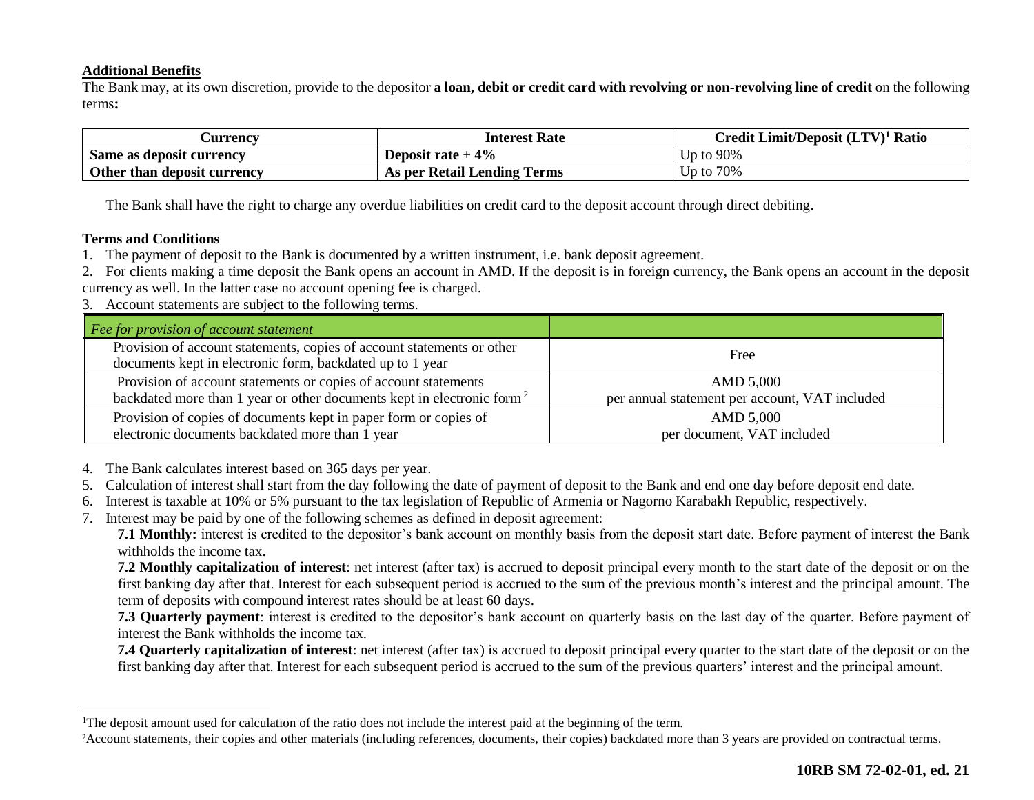**Additional Benefits**

The Bank may, at its own discretion, provide to the depositor **a loan, debit or credit card with revolving or non-revolving line of credit** on the following terms**:**

| Currency | Interest Rate | Credit Limit/Deposit (LTV)[1] Ratio |
|---|---|---|
| **Same as deposit currency** | **Deposit rate + 4%** | Up to 90% |
| **Other than deposit currency** | **As per Retail Lending Terms** | Up to 70% |

The Bank shall have the right to charge any overdue liabilities on credit card to the deposit account through direct debiting.

**Terms and Conditions**

1. The payment of deposit to the Bank is documented by a written instrument, i.e. bank deposit agreement.
2. For clients making a time deposit the Bank opens an account in AMD. If the deposit is in foreign currency, the Bank opens an account in the deposit currency as well. In the latter case no account opening fee is charged.
3. Account statements are subject to the following terms.

| *Fee for provision of account statement* | |
|---|---|
| Provision of account statements, copies of account statements or other documents kept in electronic form, backdated up to 1 year | Free |
| Provision of account statements or copies of account statements backdated more than 1 year or other documents kept in electronic form[2] | AMD 5,000 per annual statement per account, VAT included |
| Provision of copies of documents kept in paper form or copies of electronic documents backdated more than 1 year | AMD 5,000 per document, VAT included |

4. The Bank calculates interest based on 365 days per year.
5. Calculation of interest shall start from the day following the date of payment of deposit to the Bank and end one day before deposit end date.
6. Interest is taxable at 10% or 5% pursuant to the tax legislation of Republic of Armenia or Nagorno Karabakh Republic, respectively.
7. Interest may be paid by one of the following schemes as defined in deposit agreement:

   **7.1 Monthly:** interest is credited to the depositor's bank account on monthly basis from the deposit start date. Before payment of interest the Bank withholds the income tax.

   **7.2 Monthly capitalization of interest**: net interest (after tax) is accrued to deposit principal every month to the start date of the deposit or on the first banking day after that. Interest for each subsequent period is accrued to the sum of the previous month's interest and the principal amount. The term of deposits with compound interest rates should be at least 60 days.

   **7.3 Quarterly payment**: interest is credited to the depositor's bank account on quarterly basis on the last day of the quarter. Before payment of interest the Bank withholds the income tax.

   **7.4 Quarterly capitalization of interest**: net interest (after tax) is accrued to deposit principal every quarter to the start date of the deposit or on the first banking day after that. Interest for each subsequent period is accrued to the sum of the previous quarters' interest and the principal amount.

---

[1] The deposit amount used for calculation of the ratio does not include the interest paid at the beginning of the term.

[2] Account statements, their copies and other materials (including references, documents, their copies) backdated more than 3 years are provided on contractual terms.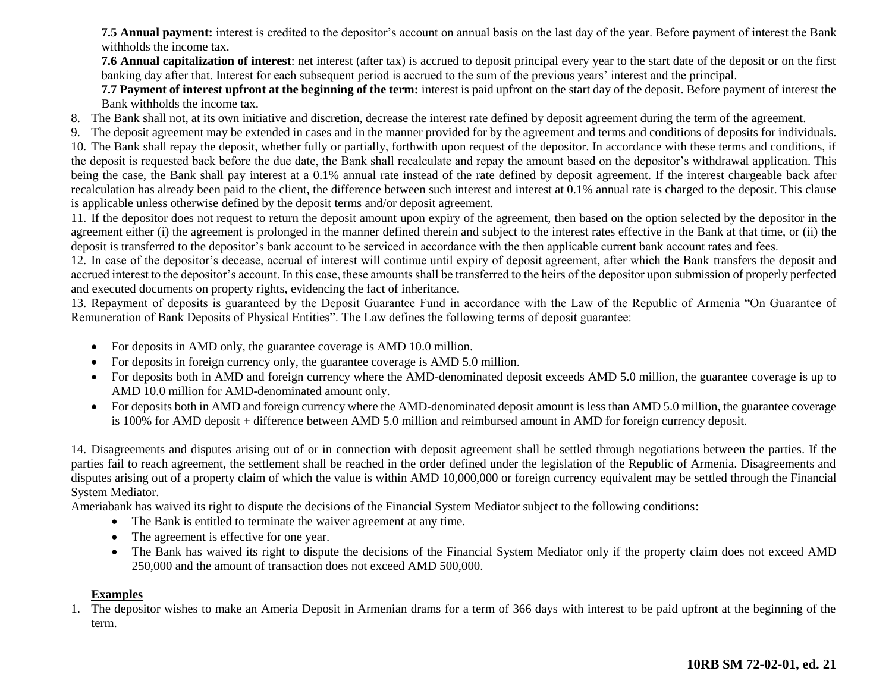**7.5 Annual payment:** interest is credited to the depositor's account on annual basis on the last day of the year. Before payment of interest the Bank withholds the income tax.

**7.6 Annual capitalization of interest**: net interest (after tax) is accrued to deposit principal every year to the start date of the deposit or on the first banking day after that. Interest for each subsequent period is accrued to the sum of the previous years' interest and the principal.

**7.7 Payment of interest upfront at the beginning of the term:** interest is paid upfront on the start day of the deposit. Before payment of interest the Bank withholds the income tax.

8. The Bank shall not, at its own initiative and discretion, decrease the interest rate defined by deposit agreement during the term of the agreement.
9. The deposit agreement may be extended in cases and in the manner provided for by the agreement and terms and conditions of deposits for individuals.
10. The Bank shall repay the deposit, whether fully or partially, forthwith upon request of the depositor. In accordance with these terms and conditions, if the deposit is requested back before the due date, the Bank shall recalculate and repay the amount based on the depositor's withdrawal application. This being the case, the Bank shall pay interest at a 0.1% annual rate instead of the rate defined by deposit agreement. If the interest chargeable back after recalculation has already been paid to the client, the difference between such interest and interest at 0.1% annual rate is charged to the deposit. This clause is applicable unless otherwise defined by the deposit terms and/or deposit agreement.
11. If the depositor does not request to return the deposit amount upon expiry of the agreement, then based on the option selected by the depositor in the agreement either (i) the agreement is prolonged in the manner defined therein and subject to the interest rates effective in the Bank at that time, or (ii) the deposit is transferred to the depositor's bank account to be serviced in accordance with the then applicable current bank account rates and fees.
12. In case of the depositor's decease, accrual of interest will continue until expiry of deposit agreement, after which the Bank transfers the deposit and accrued interest to the depositor's account. In this case, these amounts shall be transferred to the heirs of the depositor upon submission of properly perfected and executed documents on property rights, evidencing the fact of inheritance.
13. Repayment of deposits is guaranteed by the Deposit Guarantee Fund in accordance with the Law of the Republic of Armenia "On Guarantee of Remuneration of Bank Deposits of Physical Entities". The Law defines the following terms of deposit guarantee:

- For deposits in AMD only, the guarantee coverage is AMD 10.0 million.
- For deposits in foreign currency only, the guarantee coverage is AMD 5.0 million.
- For deposits both in AMD and foreign currency where the AMD-denominated deposit exceeds AMD 5.0 million, the guarantee coverage is up to AMD 10.0 million for AMD-denominated amount only.
- For deposits both in AMD and foreign currency where the AMD-denominated deposit amount is less than AMD 5.0 million, the guarantee coverage is 100% for AMD deposit + difference between AMD 5.0 million and reimbursed amount in AMD for foreign currency deposit.

14. Disagreements and disputes arising out of or in connection with deposit agreement shall be settled through negotiations between the parties. If the parties fail to reach agreement, the settlement shall be reached in the order defined under the legislation of the Republic of Armenia. Disagreements and disputes arising out of a property claim of which the value is within AMD 10,000,000 or foreign currency equivalent may be settled through the Financial System Mediator.

Ameriabank has waived its right to dispute the decisions of the Financial System Mediator subject to the following conditions:

- The Bank is entitled to terminate the waiver agreement at any time.
- The agreement is effective for one year.
- The Bank has waived its right to dispute the decisions of the Financial System Mediator only if the property claim does not exceed AMD 250,000 and the amount of transaction does not exceed AMD 500,000.

**Examples**

1. The depositor wishes to make an Ameria Deposit in Armenian drams for a term of 366 days with interest to be paid upfront at the beginning of the term.

**10RB SM 72-02-01, ed. 21**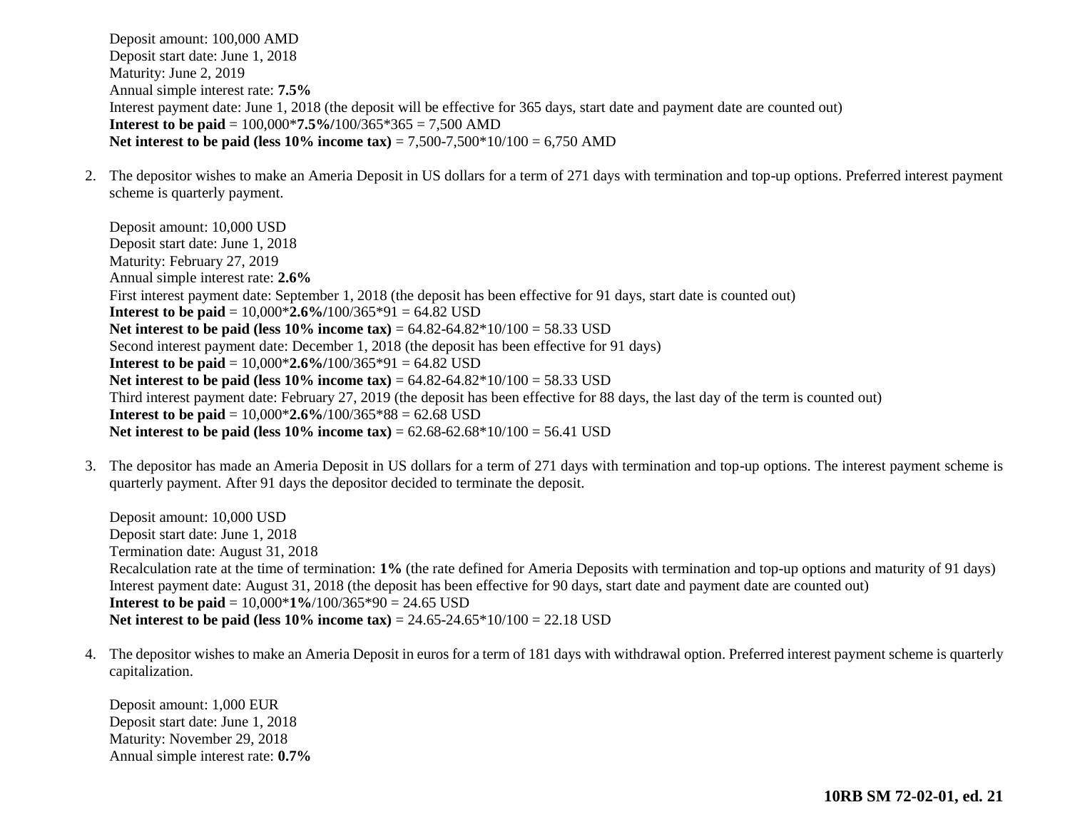Deposit amount: 100,000 AMD
Deposit start date: June 1, 2018
Maturity: June 2, 2019
Annual simple interest rate: **7.5%**
Interest payment date: June 1, 2018 (the deposit will be effective for 365 days, start date and payment date are counted out)
**Interest to be paid** = 100,000***7.5%/**100/365*365 = 7,500 AMD
**Net interest to be paid (less 10% income tax)** = 7,500-7,500*10/100 = 6,750 AMD

2. The depositor wishes to make an Ameria Deposit in US dollars for a term of 271 days with termination and top-up options. Preferred interest payment scheme is quarterly payment.

   Deposit amount: 10,000 USD
   Deposit start date: June 1, 2018
   Maturity: February 27, 2019
   Annual simple interest rate: **2.6%**
   First interest payment date: September 1, 2018 (the deposit has been effective for 91 days, start date is counted out)
   **Interest to be paid** = 10,000***2.6%/**100/365*91 = 64.82 USD
   **Net interest to be paid (less 10% income tax)** = 64.82-64.82*10/100 = 58.33 USD
   Second interest payment date: December 1, 2018 (the deposit has been effective for 91 days)
   **Interest to be paid** = 10,000***2.6%/**100/365*91 = 64.82 USD
   **Net interest to be paid (less 10% income tax)** = 64.82-64.82*10/100 = 58.33 USD
   Third interest payment date: February 27, 2019 (the deposit has been effective for 88 days, the last day of the term is counted out)
   **Interest to be paid** = 10,000***2.6%**/100/365*88 = 62.68 USD
   **Net interest to be paid (less 10% income tax)** = 62.68-62.68*10/100 = 56.41 USD

3. The depositor has made an Ameria Deposit in US dollars for a term of 271 days with termination and top-up options. The interest payment scheme is quarterly payment. After 91 days the depositor decided to terminate the deposit.

   Deposit amount: 10,000 USD
   Deposit start date: June 1, 2018
   Termination date: August 31, 2018
   Recalculation rate at the time of termination: **1%** (the rate defined for Ameria Deposits with termination and top-up options and maturity of 91 days)
   Interest payment date: August 31, 2018 (the deposit has been effective for 90 days, start date and payment date are counted out)
   **Interest to be paid** = 10,000***1%**/100/365*90 = 24.65 USD
   **Net interest to be paid (less 10% income tax)** = 24.65-24.65*10/100 = 22.18 USD

4. The depositor wishes to make an Ameria Deposit in euros for a term of 181 days with withdrawal option. Preferred interest payment scheme is quarterly capitalization.

   Deposit amount: 1,000 EUR
   Deposit start date: June 1, 2018
   Maturity: November 29, 2018
   Annual simple interest rate: **0.7%**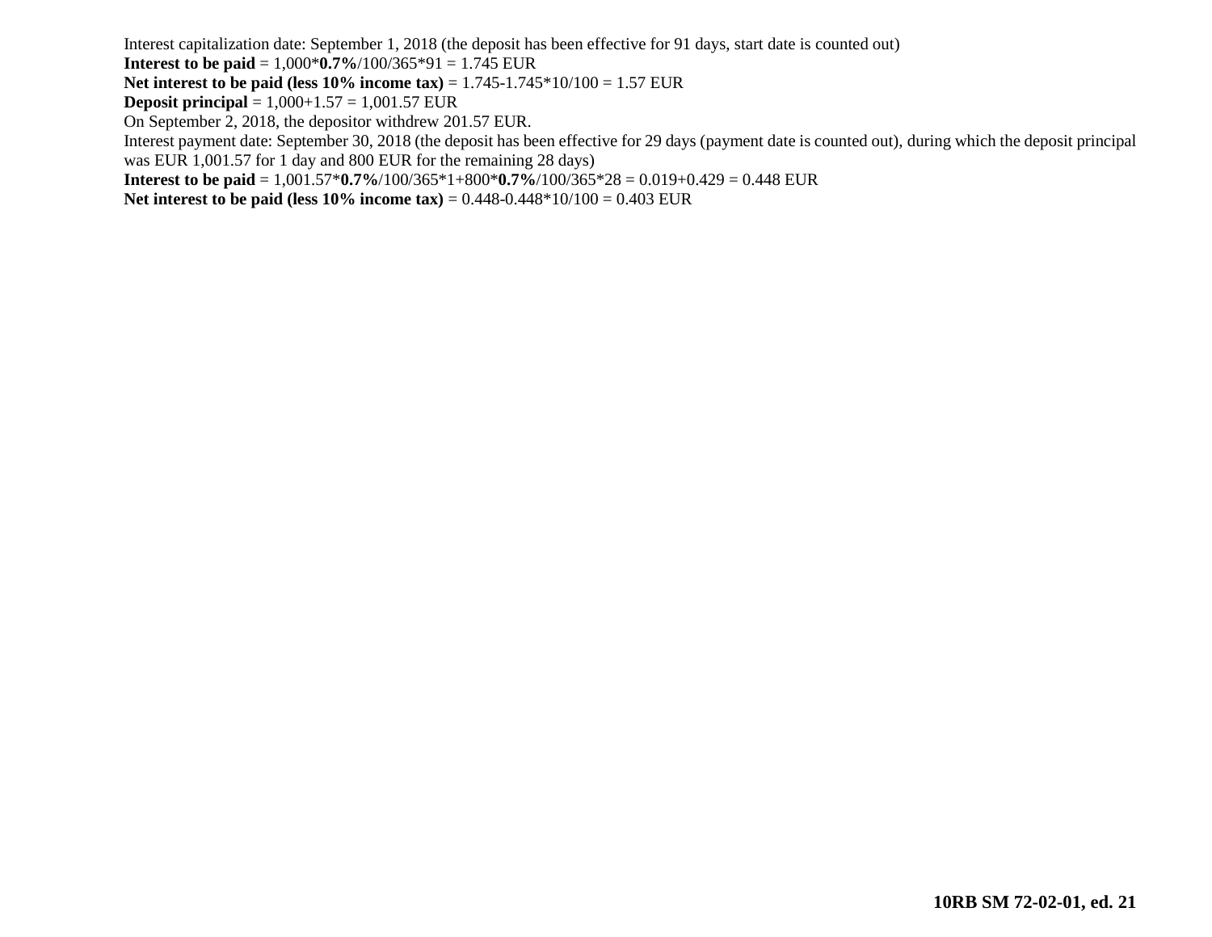Interest capitalization date: September 1, 2018 (the deposit has been effective for 91 days, start date is counted out)

**Interest to be paid** = 1,000***0.7%**/100/365*91 = 1.745 EUR

**Net interest to be paid (less 10% income tax)** = 1.745-1.745*10/100 = 1.57 EUR

**Deposit principal** = 1,000+1.57 = 1,001.57 EUR

On September 2, 2018, the depositor withdrew 201.57 EUR.

Interest payment date: September 30, 2018 (the deposit has been effective for 29 days (payment date is counted out), during which the deposit principal was EUR 1,001.57 for 1 day and 800 EUR for the remaining 28 days)

**Interest to be paid** = 1,001.57***0.7%**/100/365*1+800***0.7%**/100/365*28 = 0.019+0.429 = 0.448 EUR

**Net interest to be paid (less 10% income tax)** = 0.448-0.448*10/100 = 0.403 EUR